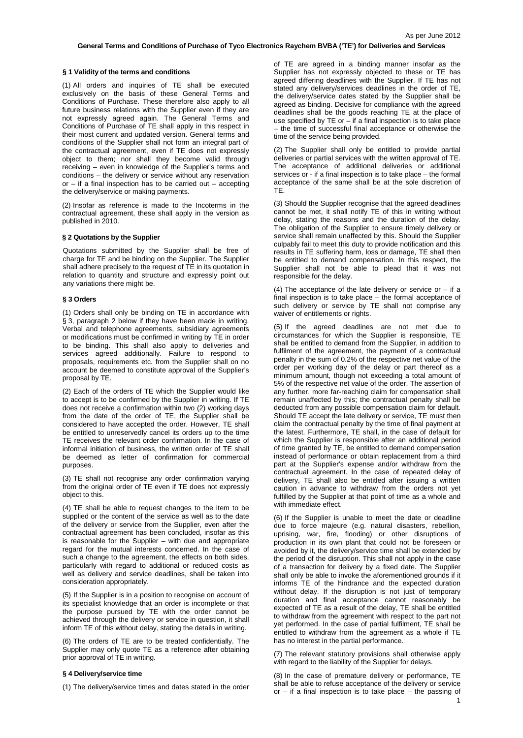# General Terms and Conditions of Purchase of Tyco Electronics Raychem BVBA ('TE') for Deliveries and Services

As per June 2012

## § 1 Validity of the terms and conditions

(1) All orders and inquiries of TE shall be executed exclusively on the basis of these General Terms and Conditions of Purchase. These therefore also apply to all future business relations with the Supplier even if they are not expressly agreed again. The General Terms and Conditions of Purchase of TE shall apply in this respect in their most current and updated version. General terms and conditions of the Supplier shall not form an integral part of the contractual agreement, even if TE does not expressly object to them; nor shall they become valid through receiving – even in knowledge of the Supplier's terms and conditions – the delivery or service without any reservation or – if a final inspection has to be carried out – accepting the delivery/service or making payments.

(2) Insofar as reference is made to the Incoterms in the contractual agreement, these shall apply in the version as published in 2010.

## § 2 Quotations by the Supplier

Quotations submitted by the Supplier shall be free of charge for TE and be binding on the Supplier. The Supplier shall adhere precisely to the request of TE in its quotation in relation to quantity and structure and expressly point out any variations there might be.

## § 3 Orders

(1) Orders shall only be binding on TE in accordance with § 3, paragraph 2 below if they have been made in writing. Verbal and telephone agreements, subsidiary agreements or modifications must be confirmed in writing by TE in order to be binding. This shall also apply to deliveries and services agreed additionally. Failure to respond to proposals, requirements etc. from the Supplier shall on no account be deemed to constitute approval of the Supplier's proposal by TE.

(2) Each of the orders of TE which the Supplier would like to accept is to be confirmed by the Supplier in writing. If TE does not receive a confirmation within two (2) working days from the date of the order of TE, the Supplier shall be considered to have accepted the order. However, TE shall be entitled to unreservedly cancel its orders up to the time TE receives the relevant order confirmation. In the case of informal initiation of business, the written order of TE shall be deemed as letter of confirmation for commercial purposes.

(3) TE shall not recognise any order confirmation varying from the original order of TE even if TE does not expressly object to this.

(4) TE shall be able to request changes to the item to be supplied or the content of the service as well as to the date of the delivery or service from the Supplier, even after the contractual agreement has been concluded, insofar as this is reasonable for the Supplier – with due and appropriate regard for the mutual interests concerned. In the case of such a change to the agreement, the effects on both sides, particularly with regard to additional or reduced costs as well as delivery and service deadlines, shall be taken into consideration appropriately.

(5) If the Supplier is in a position to recognise on account of its specialist knowledge that an order is incomplete or that the purpose pursued by TE with the order cannot be achieved through the delivery or service in question, it shall inform TE of this without delay, stating the details in writing.

(6) The orders of TE are to be treated confidentially. The Supplier may only quote TE as a reference after obtaining prior approval of TE in writing.

## § 4 Delivery/service time

(1) The delivery/service times and dates stated in the order of TE are agreed in a binding manner insofar as the Supplier has not expressly objected to these or TE has agreed differing deadlines with the Supplier. If TE has not stated any delivery/services deadlines in the order of TE, the delivery/service dates stated by the Supplier shall be agreed as binding. Decisive for compliance with the agreed deadlines shall be the goods reaching TE at the place of use specified by TE or – if a final inspection is to take place – the time of successful final acceptance or otherwise the time of the service being provided.

(2) The Supplier shall only be entitled to provide partial deliveries or partial services with the written approval of TE. The acceptance of additional deliveries or additional services or - if a final inspection is to take place – the formal acceptance of the same shall be at the sole discretion of TE.

(3) Should the Supplier recognise that the agreed deadlines cannot be met, it shall notify TE of this in writing without delay, stating the reasons and the duration of the delay. The obligation of the Supplier to ensure timely delivery or service shall remain unaffected by this. Should the Supplier culpably fail to meet this duty to provide notification and this results in TE suffering harm, loss or damage, TE shall then be entitled to demand compensation. In this respect, the Supplier shall not be able to plead that it was not responsible for the delay.

(4) The acceptance of the late delivery or service or – if a final inspection is to take place – the formal acceptance of such delivery or service by TE shall not comprise any waiver of entitlements or rights.

(5) If the agreed deadlines are not met due to circumstances for which the Supplier is responsible, TE shall be entitled to demand from the Supplier, in addition to fulfilment of the agreement, the payment of a contractual penalty in the sum of 0.2% of the respective net value of the order per working day of the delay or part thereof as a minimum amount, though not exceeding a total amount of 5% of the respective net value of the order. The assertion of any further, more far-reaching claim for compensation shall remain unaffected by this; the contractual penalty shall be deducted from any possible compensation claim for default. Should TE accept the late delivery or service, TE must then claim the contractual penalty by the time of final payment at the latest. Furthermore, TE shall, in the case of default for which the Supplier is responsible after an additional period of time granted by TE, be entitled to demand compensation instead of performance or obtain replacement from a third part at the Supplier's expense and/or withdraw from the contractual agreement. In the case of repeated delay of delivery, TE shall also be entitled after issuing a written caution in advance to withdraw from the orders not yet fulfilled by the Supplier at that point of time as a whole and with immediate effect.

(6) If the Supplier is unable to meet the date or deadline due to force majeure (e.g. natural disasters, rebellion, uprising, war, fire, flooding) or other disruptions of production in its own plant that could not be foreseen or avoided by it, the delivery/service time shall be extended by the period of the disruption. This shall not apply in the case of a transaction for delivery by a fixed date. The Supplier shall only be able to invoke the aforementioned grounds if it informs TE of the hindrance and the expected duration without delay. If the disruption is not just of temporary duration and final acceptance cannot reasonably be expected of TE as a result of the delay, TE shall be entitled to withdraw from the agreement with respect to the part not yet performed. In the case of partial fulfilment, TE shall be entitled to withdraw from the agreement as a whole if TE has no interest in the partial performance.

(7) The relevant statutory provisions shall otherwise apply with regard to the liability of the Supplier for delays.

(8) In the case of premature delivery or performance, TE shall be able to refuse acceptance of the delivery or service or – if a final inspection is to take place – the passing of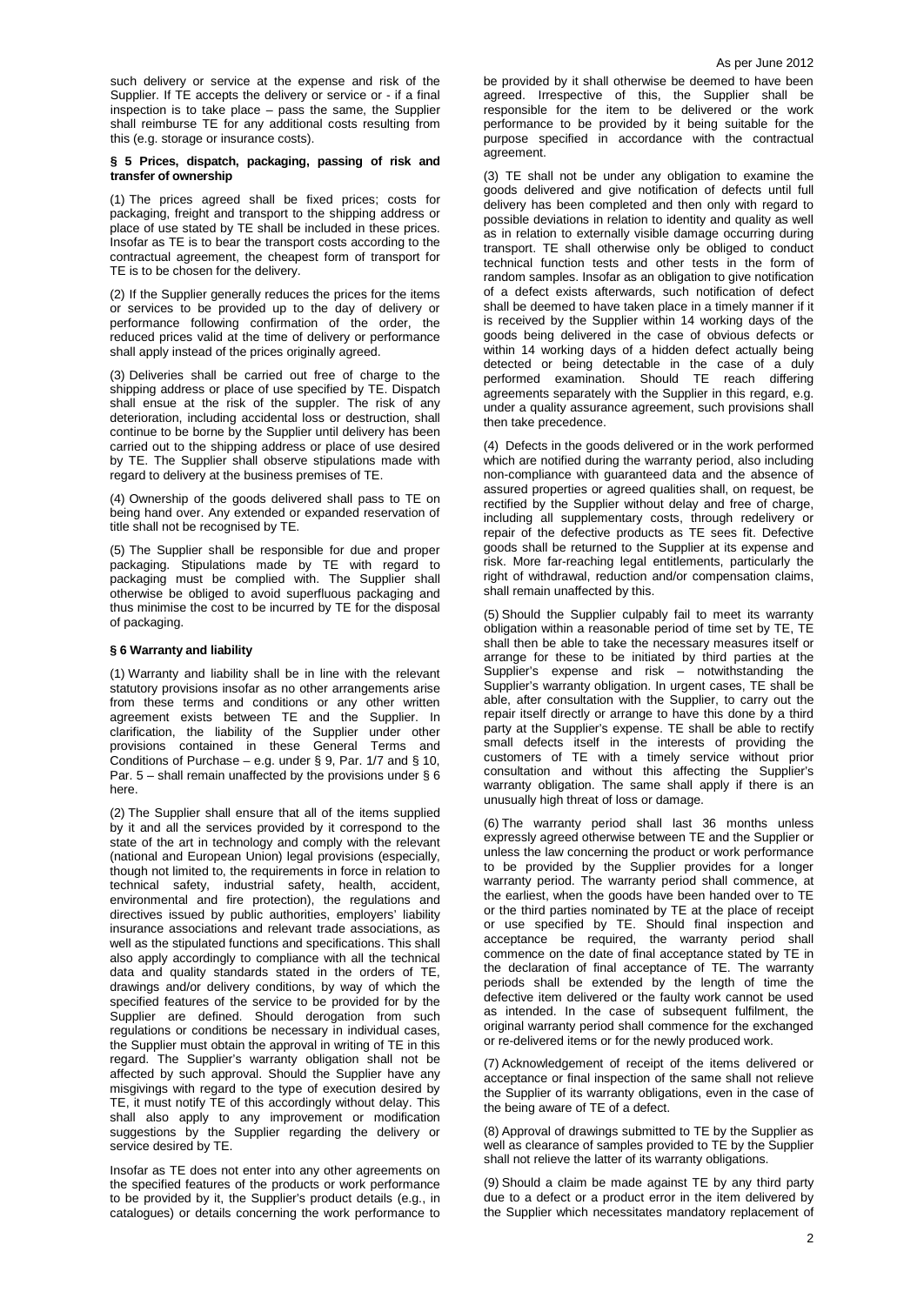such delivery or service at the expense and risk of the Supplier. If TE accepts the delivery or service or - if a final inspection is to take place – pass the same, the Supplier shall reimburse TE for any additional costs resulting from this (e.g. storage or insurance costs).

**§ 5 Prices, dispatch, packaging, passing of risk and transfer of ownership**

(1) The prices agreed shall be fixed prices; costs for packaging, freight and transport to the shipping address or place of use stated by TE shall be included in these prices. Insofar as TE is to bear the transport costs according to the contractual agreement, the cheapest form of transport for TE is to be chosen for the delivery.

(2) If the Supplier generally reduces the prices for the items or services to be provided up to the day of delivery or performance following confirmation of the order, the reduced prices valid at the time of delivery or performance shall apply instead of the prices originally agreed.

(3) Deliveries shall be carried out free of charge to the shipping address or place of use specified by TE. Dispatch shall ensue at the risk of the suppler. The risk of any deterioration, including accidental loss or destruction, shall continue to be borne by the Supplier until delivery has been carried out to the shipping address or place of use desired by TE. The Supplier shall observe stipulations made with regard to delivery at the business premises of TE.

(4) Ownership of the goods delivered shall pass to TE on being hand over. Any extended or expanded reservation of title shall not be recognised by TE.

(5) The Supplier shall be responsible for due and proper packaging. Stipulations made by TE with regard to packaging must be complied with. The Supplier shall otherwise be obliged to avoid superfluous packaging and thus minimise the cost to be incurred by TE for the disposal of packaging.

**§ 6 Warranty and liability**

(1) Warranty and liability shall be in line with the relevant statutory provisions insofar as no other arrangements arise from these terms and conditions or any other written agreement exists between TE and the Supplier. In clarification, the liability of the Supplier under other provisions contained in these General Terms and Conditions of Purchase – e.g. under § 9, Par. 1/7 and § 10, Par. 5 – shall remain unaffected by the provisions under § 6 here.

(2) The Supplier shall ensure that all of the items supplied by it and all the services provided by it correspond to the state of the art in technology and comply with the relevant (national and European Union) legal provisions (especially, though not limited to, the requirements in force in relation to technical safety, industrial safety, health, accident, environmental and fire protection), the regulations and directives issued by public authorities, employers' liability insurance associations and relevant trade associations, as well as the stipulated functions and specifications. This shall also apply accordingly to compliance with all the technical data and quality standards stated in the orders of TE, drawings and/or delivery conditions, by way of which the specified features of the service to be provided for by the Supplier are defined. Should derogation from such regulations or conditions be necessary in individual cases, the Supplier must obtain the approval in writing of TE in this regard. The Supplier's warranty obligation shall not be affected by such approval. Should the Supplier have any misgivings with regard to the type of execution desired by TE, it must notify TE of this accordingly without delay. This shall also apply to any improvement or modification suggestions by the Supplier regarding the delivery or service desired by TE.

Insofar as TE does not enter into any other agreements on the specified features of the products or work performance to be provided by it, the Supplier's product details (e.g., in catalogues) or details concerning the work performance to be provided by it shall otherwise be deemed to have been agreed. Irrespective of this, the Supplier shall be responsible for the item to be delivered or the work performance to be provided by it being suitable for the purpose specified in accordance with the contractual agreement.

(3) TE shall not be under any obligation to examine the goods delivered and give notification of defects until full delivery has been completed and then only with regard to possible deviations in relation to identity and quality as well as in relation to externally visible damage occurring during transport. TE shall otherwise only be obliged to conduct technical function tests and other tests in the form of random samples. Insofar as an obligation to give notification of a defect exists afterwards, such notification of defect shall be deemed to have taken place in a timely manner if it is received by the Supplier within 14 working days of the goods being delivered in the case of obvious defects or within 14 working days of a hidden defect actually being detected or being detectable in the case of a duly performed examination. Should TE reach differing agreements separately with the Supplier in this regard, e.g. under a quality assurance agreement, such provisions shall then take precedence.

(4) Defects in the goods delivered or in the work performed which are notified during the warranty period, also including non-compliance with guaranteed data and the absence of assured properties or agreed qualities shall, on request, be rectified by the Supplier without delay and free of charge, including all supplementary costs, through redelivery or repair of the defective products as TE sees fit. Defective goods shall be returned to the Supplier at its expense and risk. More far-reaching legal entitlements, particularly the right of withdrawal, reduction and/or compensation claims, shall remain unaffected by this.

(5) Should the Supplier culpably fail to meet its warranty obligation within a reasonable period of time set by TE, TE shall then be able to take the necessary measures itself or arrange for these to be initiated by third parties at the Supplier's expense and risk – notwithstanding the Supplier's warranty obligation. In urgent cases, TE shall be able, after consultation with the Supplier, to carry out the repair itself directly or arrange to have this done by a third party at the Supplier's expense. TE shall be able to rectify small defects itself in the interests of providing the customers of TE with a timely service without prior consultation and without this affecting the Supplier's warranty obligation. The same shall apply if there is an unusually high threat of loss or damage.

(6) The warranty period shall last 36 months unless expressly agreed otherwise between TE and the Supplier or unless the law concerning the product or work performance to be provided by the Supplier provides for a longer warranty period. The warranty period shall commence, at the earliest, when the goods have been handed over to TE or the third parties nominated by TE at the place of receipt or use specified by TE. Should final inspection and acceptance be required, the warranty period shall commence on the date of final acceptance stated by TE in the declaration of final acceptance of TE. The warranty periods shall be extended by the length of time the defective item delivered or the faulty work cannot be used as intended. In the case of subsequent fulfilment, the original warranty period shall commence for the exchanged or re-delivered items or for the newly produced work.

(7) Acknowledgement of receipt of the items delivered or acceptance or final inspection of the same shall not relieve the Supplier of its warranty obligations, even in the case of the being aware of TE of a defect.

(8) Approval of drawings submitted to TE by the Supplier as well as clearance of samples provided to TE by the Supplier shall not relieve the latter of its warranty obligations.

(9) Should a claim be made against TE by any third party due to a defect or a product error in the item delivered by the Supplier which necessitates mandatory replacement of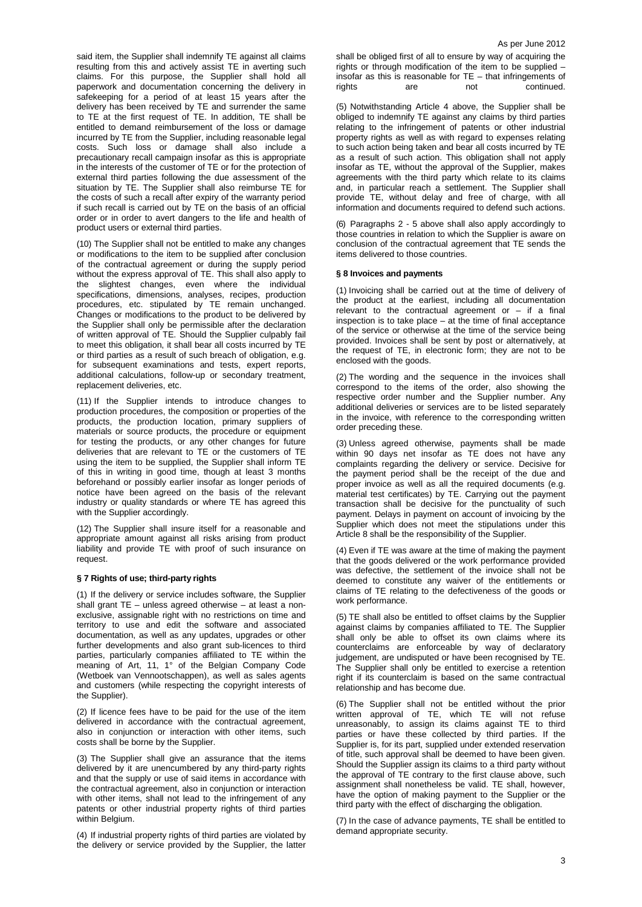said item, the Supplier shall indemnify TE against all claims resulting from this and actively assist TE in averting such claims. For this purpose, the Supplier shall hold all paperwork and documentation concerning the delivery in safekeeping for a period of at least 15 years after the delivery has been received by TE and surrender the same to TE at the first request of TE. In addition, TE shall be entitled to demand reimbursement of the loss or damage incurred by TE from the Supplier, including reasonable legal costs. Such loss or damage shall also include a precautionary recall campaign insofar as this is appropriate in the interests of the customer of TE or for the protection of external third parties following the due assessment of the situation by TE. The Supplier shall also reimburse TE for the costs of such a recall after expiry of the warranty period if such recall is carried out by TE on the basis of an official order or in order to avert dangers to the life and health of product users or external third parties.

(10) The Supplier shall not be entitled to make any changes or modifications to the item to be supplied after conclusion of the contractual agreement or during the supply period without the express approval of TE. This shall also apply to the slightest changes, even where the individual specifications, dimensions, analyses, recipes, production procedures, etc. stipulated by TE remain unchanged. Changes or modifications to the product to be delivered by the Supplier shall only be permissible after the declaration of written approval of TE. Should the Supplier culpably fail to meet this obligation, it shall bear all costs incurred by TE or third parties as a result of such breach of obligation, e.g. for subsequent examinations and tests, expert reports, additional calculations, follow-up or secondary treatment, replacement deliveries, etc.

(11) If the Supplier intends to introduce changes to production procedures, the composition or properties of the products, the production location, primary suppliers of materials or source products, the procedure or equipment for testing the products, or any other changes for future deliveries that are relevant to TE or the customers of TE using the item to be supplied, the Supplier shall inform TE of this in writing in good time, though at least 3 months beforehand or possibly earlier insofar as longer periods of notice have been agreed on the basis of the relevant industry or quality standards or where TE has agreed this with the Supplier accordingly.

(12) The Supplier shall insure itself for a reasonable and appropriate amount against all risks arising from product liability and provide TE with proof of such insurance on request.

**§ 7 Rights of use; third-party rights**

(1) If the delivery or service includes software, the Supplier shall grant TE – unless agreed otherwise – at least a non-exclusive, assignable right with no restrictions on time and territory to use and edit the software and associated documentation, as well as any updates, upgrades or other further developments and also grant sub-licences to third parties, particularly companies affiliated to TE within the meaning of Art, 11, 1° of the Belgian Company Code (Wetboek van Vennootschappen), as well as sales agents and customers (while respecting the copyright interests of the Supplier).

(2) If licence fees have to be paid for the use of the item delivered in accordance with the contractual agreement, also in conjunction or interaction with other items, such costs shall be borne by the Supplier.

(3) The Supplier shall give an assurance that the items delivered by it are unencumbered by any third-party rights and that the supply or use of said items in accordance with the contractual agreement, also in conjunction or interaction with other items, shall not lead to the infringement of any patents or other industrial property rights of third parties within Belgium.

(4) If industrial property rights of third parties are violated by the delivery or service provided by the Supplier, the latter shall be obliged first of all to ensure by way of acquiring the rights or through modification of the item to be supplied – insofar as this is reasonable for TE – that infringements of rights are not continued.

(5) Notwithstanding Article 4 above, the Supplier shall be obliged to indemnify TE against any claims by third parties relating to the infringement of patents or other industrial property rights as well as with regard to expenses relating to such action being taken and bear all costs incurred by TE as a result of such action. This obligation shall not apply insofar as TE, without the approval of the Supplier, makes agreements with the third party which relate to its claims and, in particular reach a settlement. The Supplier shall provide TE, without delay and free of charge, with all information and documents required to defend such actions.

(6) Paragraphs 2 - 5 above shall also apply accordingly to those countries in relation to which the Supplier is aware on conclusion of the contractual agreement that TE sends the items delivered to those countries.

**§ 8 Invoices and payments**

(1) Invoicing shall be carried out at the time of delivery of the product at the earliest, including all documentation relevant to the contractual agreement or – if a final inspection is to take place – at the time of final acceptance of the service or otherwise at the time of the service being provided. Invoices shall be sent by post or alternatively, at the request of TE, in electronic form; they are not to be enclosed with the goods.

(2) The wording and the sequence in the invoices shall correspond to the items of the order, also showing the respective order number and the Supplier number. Any additional deliveries or services are to be listed separately in the invoice, with reference to the corresponding written order preceding these.

(3) Unless agreed otherwise, payments shall be made within 90 days net insofar as TE does not have any complaints regarding the delivery or service. Decisive for the payment period shall be the receipt of the due and proper invoice as well as all the required documents (e.g. material test certificates) by TE. Carrying out the payment transaction shall be decisive for the punctuality of such payment. Delays in payment on account of invoicing by the Supplier which does not meet the stipulations under this Article 8 shall be the responsibility of the Supplier.

(4) Even if TE was aware at the time of making the payment that the goods delivered or the work performance provided was defective, the settlement of the invoice shall not be deemed to constitute any waiver of the entitlements or claims of TE relating to the defectiveness of the goods or work performance.

(5) TE shall also be entitled to offset claims by the Supplier against claims by companies affiliated to TE. The Supplier shall only be able to offset its own claims where its counterclaims are enforceable by way of declaratory judgement, are undisputed or have been recognised by TE. The Supplier shall only be entitled to exercise a retention right if its counterclaim is based on the same contractual relationship and has become due.

(6) The Supplier shall not be entitled without the prior written approval of TE, which TE will not refuse unreasonably, to assign its claims against TE to third parties or have these collected by third parties. If the Supplier is, for its part, supplied under extended reservation of title, such approval shall be deemed to have been given. Should the Supplier assign its claims to a third party without the approval of TE contrary to the first clause above, such assignment shall nonetheless be valid. TE shall, however, have the option of making payment to the Supplier or the third party with the effect of discharging the obligation.

(7) In the case of advance payments, TE shall be entitled to demand appropriate security.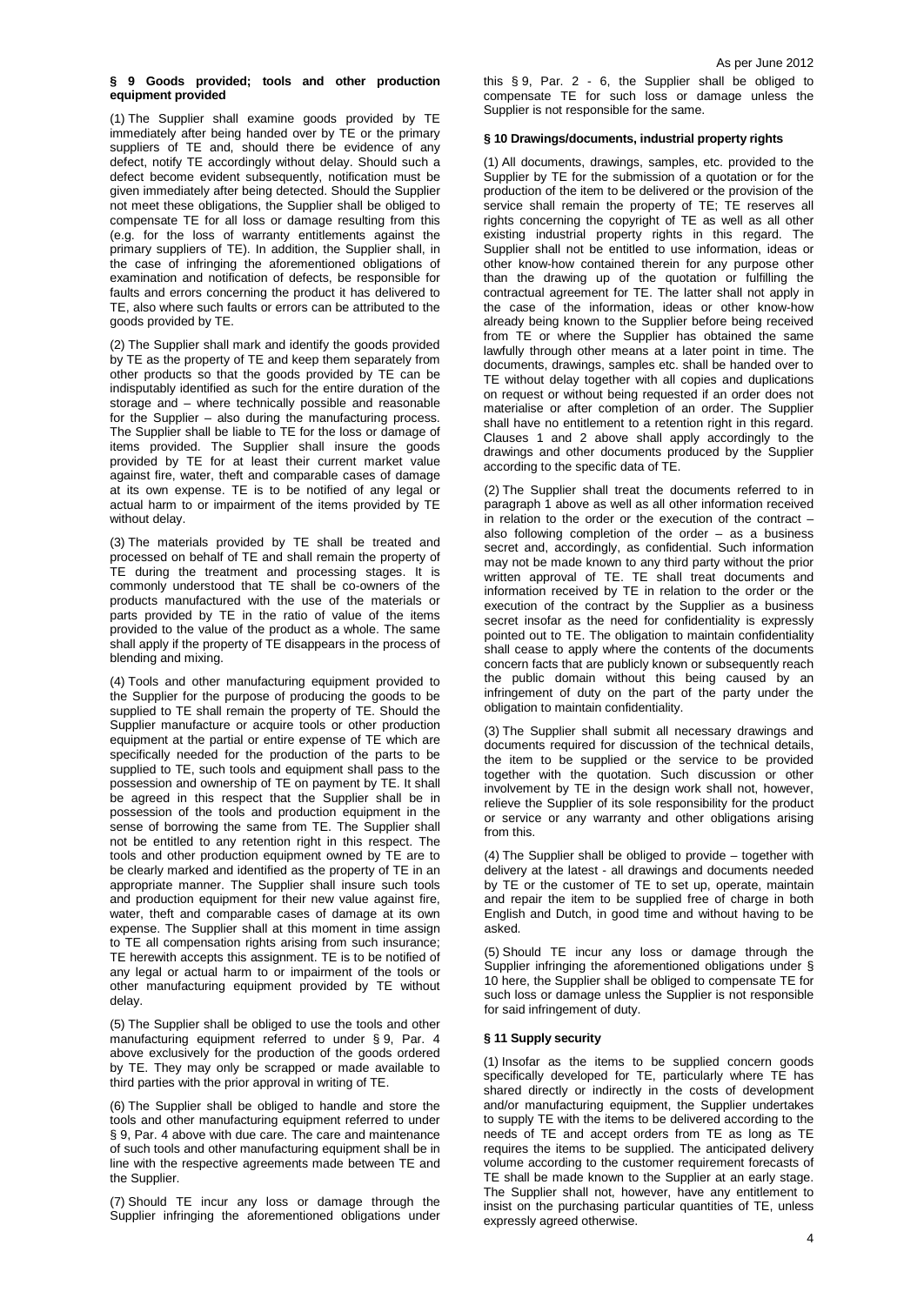## § 9 Goods provided; tools and other production equipment provided

(1) The Supplier shall examine goods provided by TE immediately after being handed over by TE or the primary suppliers of TE and, should there be evidence of any defect, notify TE accordingly without delay. Should such a defect become evident subsequently, notification must be given immediately after being detected. Should the Supplier not meet these obligations, the Supplier shall be obliged to compensate TE for all loss or damage resulting from this (e.g. for the loss of warranty entitlements against the primary suppliers of TE). In addition, the Supplier shall, in the case of infringing the aforementioned obligations of examination and notification of defects, be responsible for faults and errors concerning the product it has delivered to TE, also where such faults or errors can be attributed to the goods provided by TE.

(2) The Supplier shall mark and identify the goods provided by TE as the property of TE and keep them separately from other products so that the goods provided by TE can be indisputably identified as such for the entire duration of the storage and – where technically possible and reasonable for the Supplier – also during the manufacturing process. The Supplier shall be liable to TE for the loss or damage of items provided. The Supplier shall insure the goods provided by TE for at least their current market value against fire, water, theft and comparable cases of damage at its own expense. TE is to be notified of any legal or actual harm to or impairment of the items provided by TE without delay.

(3) The materials provided by TE shall be treated and processed on behalf of TE and shall remain the property of TE during the treatment and processing stages. It is commonly understood that TE shall be co-owners of the products manufactured with the use of the materials or parts provided by TE in the ratio of value of the items provided to the value of the product as a whole. The same shall apply if the property of TE disappears in the process of blending and mixing.

(4) Tools and other manufacturing equipment provided to the Supplier for the purpose of producing the goods to be supplied to TE shall remain the property of TE. Should the Supplier manufacture or acquire tools or other production equipment at the partial or entire expense of TE which are specifically needed for the production of the parts to be supplied to TE, such tools and equipment shall pass to the possession and ownership of TE on payment by TE. It shall be agreed in this respect that the Supplier shall be in possession of the tools and production equipment in the sense of borrowing the same from TE. The Supplier shall not be entitled to any retention right in this respect. The tools and other production equipment owned by TE are to be clearly marked and identified as the property of TE in an appropriate manner. The Supplier shall insure such tools and production equipment for their new value against fire, water, theft and comparable cases of damage at its own expense. The Supplier shall at this moment in time assign to TE all compensation rights arising from such insurance; TE herewith accepts this assignment. TE is to be notified of any legal or actual harm to or impairment of the tools or other manufacturing equipment provided by TE without delay.

(5) The Supplier shall be obliged to use the tools and other manufacturing equipment referred to under § 9, Par. 4 above exclusively for the production of the goods ordered by TE. They may only be scrapped or made available to third parties with the prior approval in writing of TE.

(6) The Supplier shall be obliged to handle and store the tools and other manufacturing equipment referred to under § 9, Par. 4 above with due care. The care and maintenance of such tools and other manufacturing equipment shall be in line with the respective agreements made between TE and the Supplier.

(7) Should TE incur any loss or damage through the Supplier infringing the aforementioned obligations under this § 9, Par. 2 - 6, the Supplier shall be obliged to compensate TE for such loss or damage unless the Supplier is not responsible for the same.

## § 10 Drawings/documents, industrial property rights

(1) All documents, drawings, samples, etc. provided to the Supplier by TE for the submission of a quotation or for the production of the item to be delivered or the provision of the service shall remain the property of TE; TE reserves all rights concerning the copyright of TE as well as all other existing industrial property rights in this regard. The Supplier shall not be entitled to use information, ideas or other know-how contained therein for any purpose other than the drawing up of the quotation or fulfilling the contractual agreement for TE. The latter shall not apply in the case of the information, ideas or other know-how already being known to the Supplier before being received from TE or where the Supplier has obtained the same lawfully through other means at a later point in time. The documents, drawings, samples etc. shall be handed over to TE without delay together with all copies and duplications on request or without being requested if an order does not materialise or after completion of an order. The Supplier shall have no entitlement to a retention right in this regard. Clauses 1 and 2 above shall apply accordingly to the drawings and other documents produced by the Supplier according to the specific data of TE.

(2) The Supplier shall treat the documents referred to in paragraph 1 above as well as all other information received in relation to the order or the execution of the contract – also following completion of the order – as a business secret and, accordingly, as confidential. Such information may not be made known to any third party without the prior written approval of TE. TE shall treat documents and information received by TE in relation to the order or the execution of the contract by the Supplier as a business secret insofar as the need for confidentiality is expressly pointed out to TE. The obligation to maintain confidentiality shall cease to apply where the contents of the documents concern facts that are publicly known or subsequently reach the public domain without this being caused by an infringement of duty on the part of the party under the obligation to maintain confidentiality.

(3) The Supplier shall submit all necessary drawings and documents required for discussion of the technical details, the item to be supplied or the service to be provided together with the quotation. Such discussion or other involvement by TE in the design work shall not, however, relieve the Supplier of its sole responsibility for the product or service or any warranty and other obligations arising from this.

(4) The Supplier shall be obliged to provide – together with delivery at the latest - all drawings and documents needed by TE or the customer of TE to set up, operate, maintain and repair the item to be supplied free of charge in both English and Dutch, in good time and without having to be asked.

(5) Should TE incur any loss or damage through the Supplier infringing the aforementioned obligations under § 10 here, the Supplier shall be obliged to compensate TE for such loss or damage unless the Supplier is not responsible for said infringement of duty.

## § 11 Supply security

(1) Insofar as the items to be supplied concern goods specifically developed for TE, particularly where TE has shared directly or indirectly in the costs of development and/or manufacturing equipment, the Supplier undertakes to supply TE with the items to be delivered according to the needs of TE and accept orders from TE as long as TE requires the items to be supplied. The anticipated delivery volume according to the customer requirement forecasts of TE shall be made known to the Supplier at an early stage. The Supplier shall not, however, have any entitlement to insist on the purchasing particular quantities of TE, unless expressly agreed otherwise.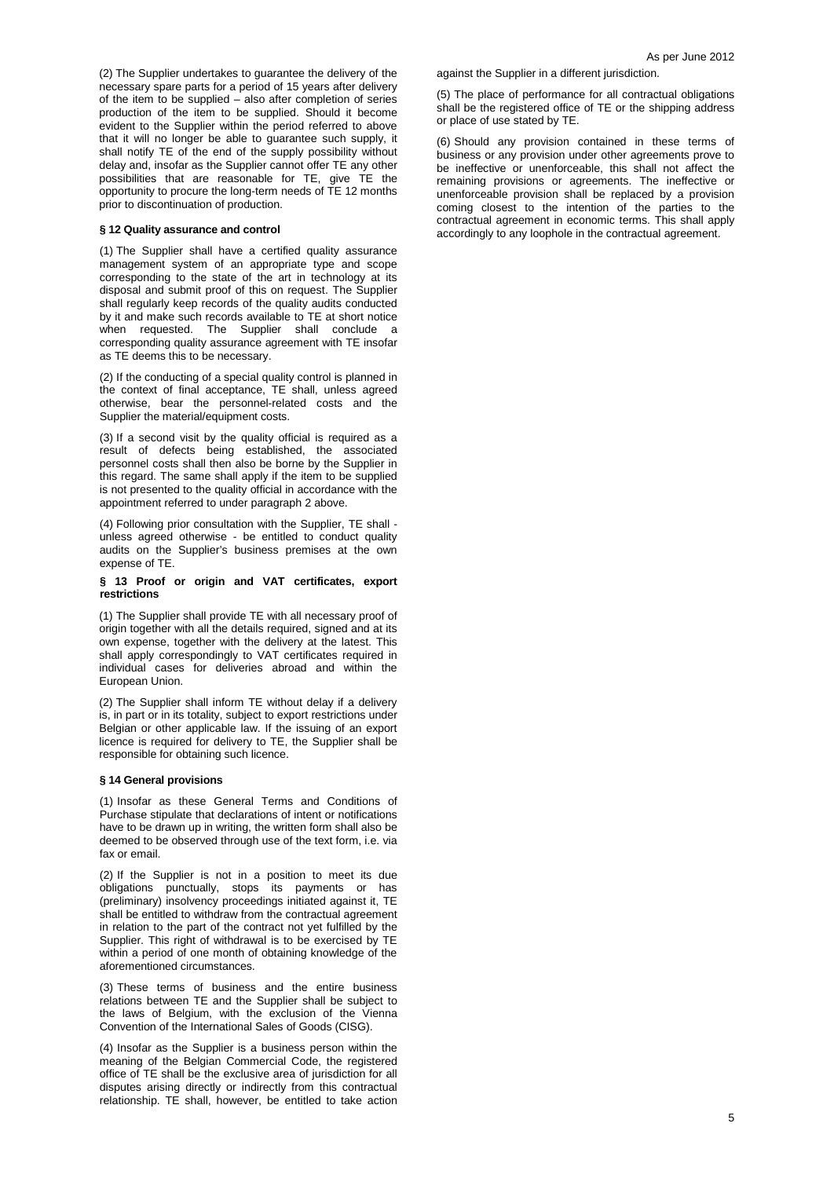(2) The Supplier undertakes to guarantee the delivery of the necessary spare parts for a period of 15 years after delivery of the item to be supplied – also after completion of series production of the item to be supplied. Should it become evident to the Supplier within the period referred to above that it will no longer be able to guarantee such supply, it shall notify TE of the end of the supply possibility without delay and, insofar as the Supplier cannot offer TE any other possibilities that are reasonable for TE, give TE the opportunity to procure the long-term needs of TE 12 months prior to discontinuation of production.

**§ 12 Quality assurance and control**

(1) The Supplier shall have a certified quality assurance management system of an appropriate type and scope corresponding to the state of the art in technology at its disposal and submit proof of this on request. The Supplier shall regularly keep records of the quality audits conducted by it and make such records available to TE at short notice when requested. The Supplier shall conclude a corresponding quality assurance agreement with TE insofar as TE deems this to be necessary.

(2) If the conducting of a special quality control is planned in the context of final acceptance, TE shall, unless agreed otherwise, bear the personnel-related costs and the Supplier the material/equipment costs.

(3) If a second visit by the quality official is required as a result of defects being established, the associated personnel costs shall then also be borne by the Supplier in this regard. The same shall apply if the item to be supplied is not presented to the quality official in accordance with the appointment referred to under paragraph 2 above.

(4) Following prior consultation with the Supplier, TE shall - unless agreed otherwise - be entitled to conduct quality audits on the Supplier's business premises at the own expense of TE.

**§ 13 Proof or origin and VAT certificates, export restrictions**

(1) The Supplier shall provide TE with all necessary proof of origin together with all the details required, signed and at its own expense, together with the delivery at the latest. This shall apply correspondingly to VAT certificates required in individual cases for deliveries abroad and within the European Union.

(2) The Supplier shall inform TE without delay if a delivery is, in part or in its totality, subject to export restrictions under Belgian or other applicable law. If the issuing of an export licence is required for delivery to TE, the Supplier shall be responsible for obtaining such licence.

**§ 14 General provisions**

(1) Insofar as these General Terms and Conditions of Purchase stipulate that declarations of intent or notifications have to be drawn up in writing, the written form shall also be deemed to be observed through use of the text form, i.e. via fax or email.

(2) If the Supplier is not in a position to meet its due obligations punctually, stops its payments or has (preliminary) insolvency proceedings initiated against it, TE shall be entitled to withdraw from the contractual agreement in relation to the part of the contract not yet fulfilled by the Supplier. This right of withdrawal is to be exercised by TE within a period of one month of obtaining knowledge of the aforementioned circumstances.

(3) These terms of business and the entire business relations between TE and the Supplier shall be subject to the laws of Belgium, with the exclusion of the Vienna Convention of the International Sales of Goods (CISG).

(4) Insofar as the Supplier is a business person within the meaning of the Belgian Commercial Code, the registered office of TE shall be the exclusive area of jurisdiction for all disputes arising directly or indirectly from this contractual relationship. TE shall, however, be entitled to take action against the Supplier in a different jurisdiction.

(5) The place of performance for all contractual obligations shall be the registered office of TE or the shipping address or place of use stated by TE.

(6) Should any provision contained in these terms of business or any provision under other agreements prove to be ineffective or unenforceable, this shall not affect the remaining provisions or agreements. The ineffective or unenforceable provision shall be replaced by a provision coming closest to the intention of the parties to the contractual agreement in economic terms. This shall apply accordingly to any loophole in the contractual agreement.